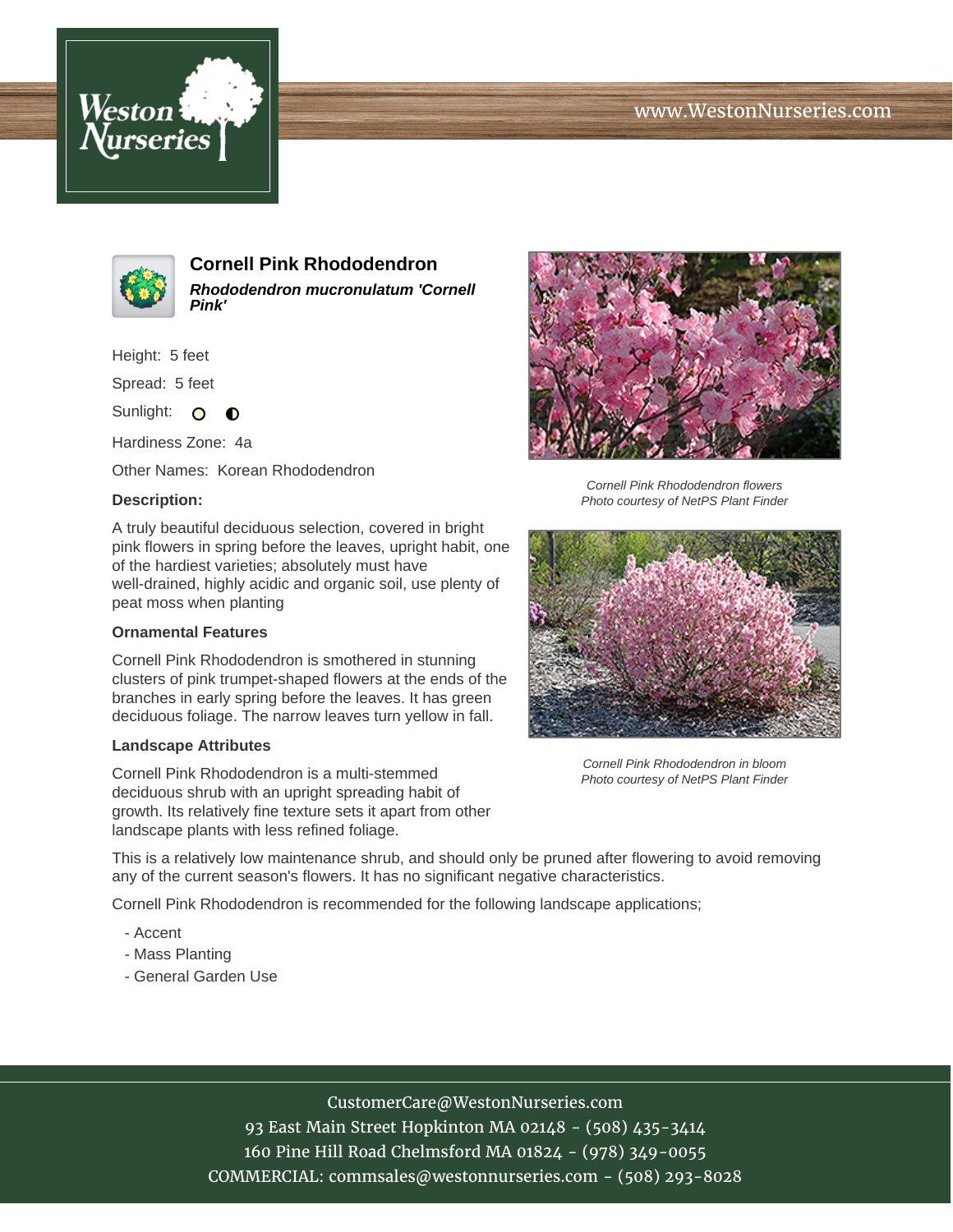# Cornell Pink Rhododendron

***Rhododendron mucronulatum 'Cornell Pink'***

Height: 5 feet

Spread: 5 feet

Sunlight:

Hardiness Zone: 4a

Other Names: Korean Rhododendron

### Description:

A truly beautiful deciduous selection, covered in bright pink flowers in spring before the leaves, upright habit, one of the hardiest varieties; absolutely must have well-drained, highly acidic and organic soil, use plenty of peat moss when planting

### Ornamental Features

Cornell Pink Rhododendron is smothered in stunning clusters of pink trumpet-shaped flowers at the ends of the branches in early spring before the leaves. It has green deciduous foliage. The narrow leaves turn yellow in fall.

### Landscape Attributes

Cornell Pink Rhododendron is a multi-stemmed deciduous shrub with an upright spreading habit of growth. Its relatively fine texture sets it apart from other landscape plants with less refined foliage.

This is a relatively low maintenance shrub, and should only be pruned after flowering to avoid removing any of the current season's flowers. It has no significant negative characteristics.

Cornell Pink Rhododendron is recommended for the following landscape applications;

- Accent
- Mass Planting
- General Garden Use

*Cornell Pink Rhododendron flowers*
*Photo courtesy of NetPS Plant Finder*

*Cornell Pink Rhododendron in bloom*
*Photo courtesy of NetPS Plant Finder*

CustomerCare@WestonNurseries.com
93 East Main Street Hopkinton MA 02148 - (508) 435-3414
160 Pine Hill Road Chelmsford MA 01824 - (978) 349-0055
COMMERCIAL: commsales@westonnurseries.com - (508) 293-8028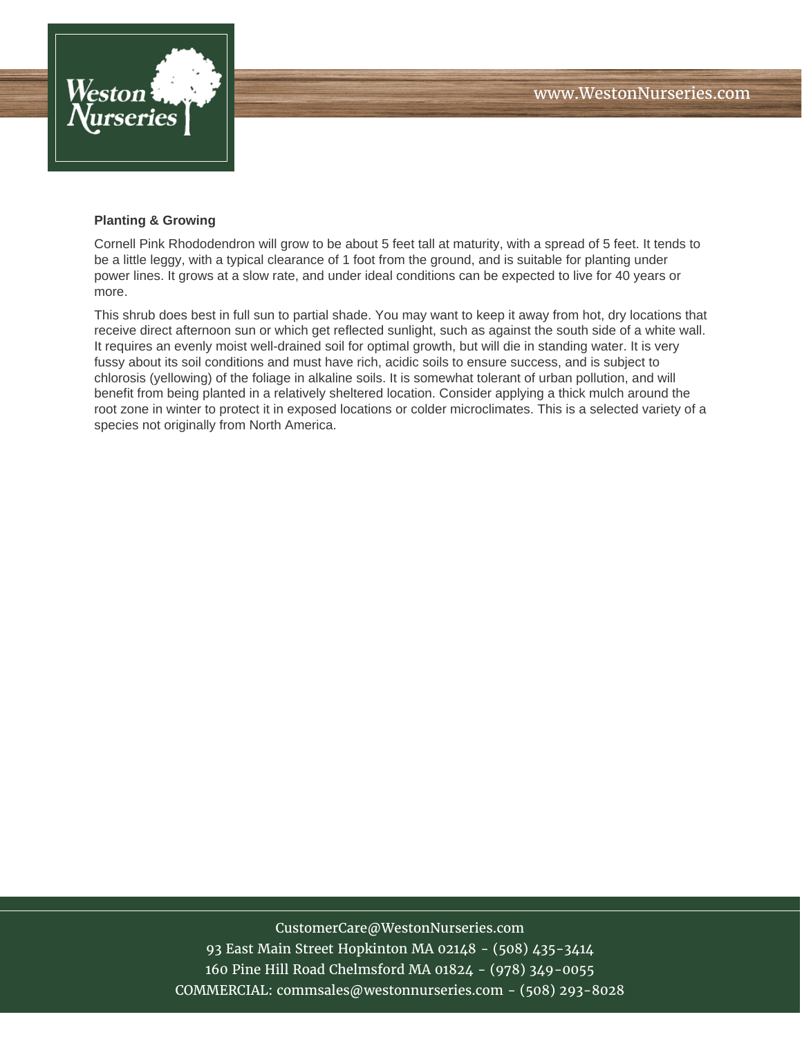### Planting & Growing

Cornell Pink Rhododendron will grow to be about 5 feet tall at maturity, with a spread of 5 feet. It tends to be a little leggy, with a typical clearance of 1 foot from the ground, and is suitable for planting under power lines. It grows at a slow rate, and under ideal conditions can be expected to live for 40 years or more.

This shrub does best in full sun to partial shade. You may want to keep it away from hot, dry locations that receive direct afternoon sun or which get reflected sunlight, such as against the south side of a white wall. It requires an evenly moist well-drained soil for optimal growth, but will die in standing water. It is very fussy about its soil conditions and must have rich, acidic soils to ensure success, and is subject to chlorosis (yellowing) of the foliage in alkaline soils. It is somewhat tolerant of urban pollution, and will benefit from being planted in a relatively sheltered location. Consider applying a thick mulch around the root zone in winter to protect it in exposed locations or colder microclimates. This is a selected variety of a species not originally from North America.